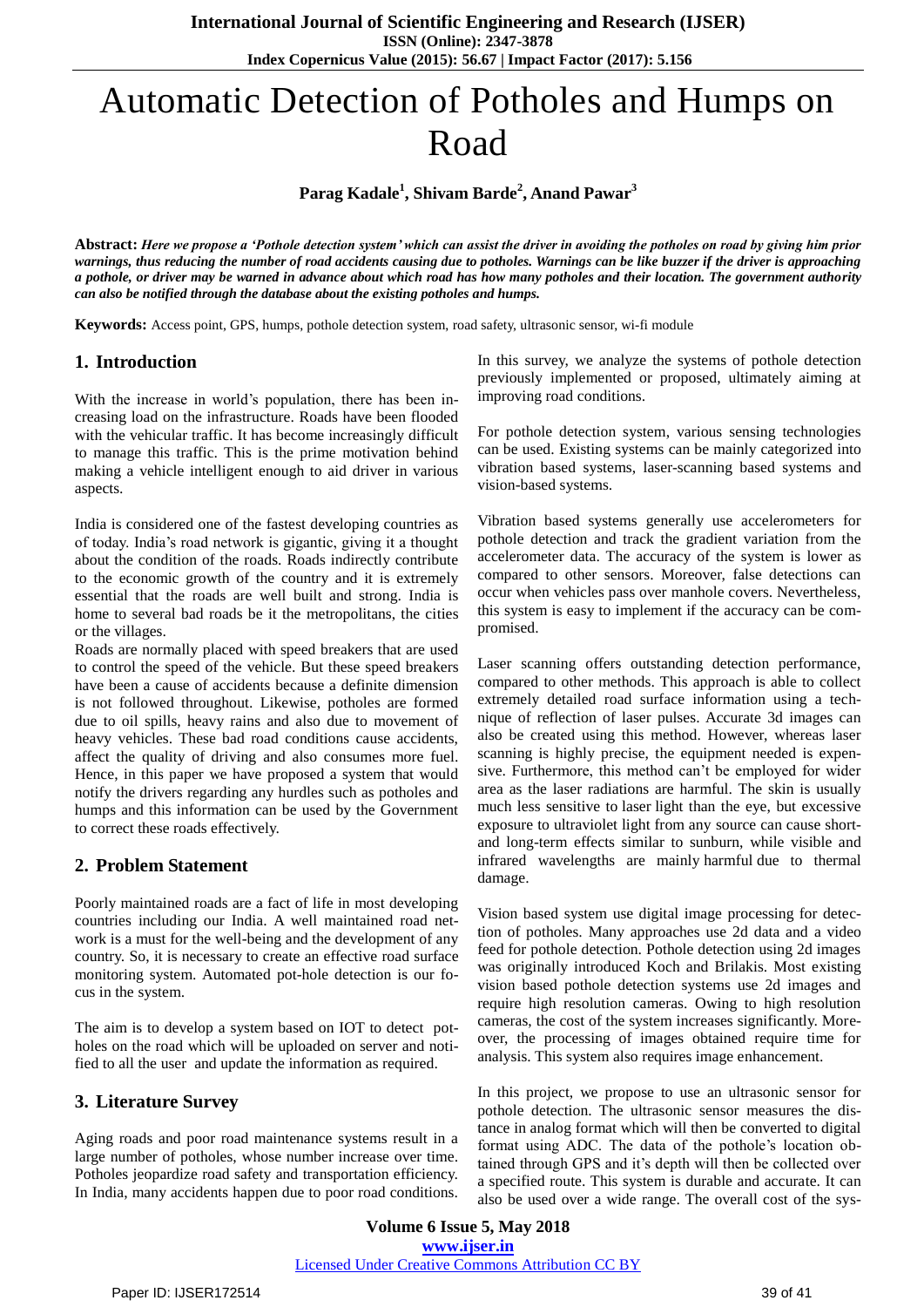# Automatic Detection of Potholes and Humps on Road

**Parag Kadale[1], Shivam Barde[2], Anand Pawar[3]**

**Abstract:** ***Here we propose a 'Pothole detection system' which can assist the driver in avoiding the potholes on road by giving him prior warnings, thus reducing the number of road accidents causing due to potholes. Warnings can be like buzzer if the driver is approaching a pothole, or driver may be warned in advance about which road has how many potholes and their location. The government authority can also be notified through the database about the existing potholes and humps.***

**Keywords:** Access point, GPS, humps, pothole detection system, road safety, ultrasonic sensor, wi-fi module

## 1. Introduction

With the increase in world's population, there has been increasing load on the infrastructure. Roads have been flooded with the vehicular traffic. It has become increasingly difficult to manage this traffic. This is the prime motivation behind making a vehicle intelligent enough to aid driver in various aspects.

India is considered one of the fastest developing countries as of today. India's road network is gigantic, giving it a thought about the condition of the roads. Roads indirectly contribute to the economic growth of the country and it is extremely essential that the roads are well built and strong. India is home to several bad roads be it the metropolitans, the cities or the villages.

Roads are normally placed with speed breakers that are used to control the speed of the vehicle. But these speed breakers have been a cause of accidents because a definite dimension is not followed throughout. Likewise, potholes are formed due to oil spills, heavy rains and also due to movement of heavy vehicles. These bad road conditions cause accidents, affect the quality of driving and also consumes more fuel. Hence, in this paper we have proposed a system that would notify the drivers regarding any hurdles such as potholes and humps and this information can be used by the Government to correct these roads effectively.

## 2. Problem Statement

Poorly maintained roads are a fact of life in most developing countries including our India. A well maintained road network is a must for the well-being and the development of any country. So, it is necessary to create an effective road surface monitoring system. Automated pot-hole detection is our focus in the system.

The aim is to develop a system based on IOT to detect potholes on the road which will be uploaded on server and notified to all the user and update the information as required.

## 3. Literature Survey

Aging roads and poor road maintenance systems result in a large number of potholes, whose number increase over time. Potholes jeopardize road safety and transportation efficiency. In India, many accidents happen due to poor road conditions. In this survey, we analyze the systems of pothole detection previously implemented or proposed, ultimately aiming at improving road conditions.

For pothole detection system, various sensing technologies can be used. Existing systems can be mainly categorized into vibration based systems, laser-scanning based systems and vision-based systems.

Vibration based systems generally use accelerometers for pothole detection and track the gradient variation from the accelerometer data. The accuracy of the system is lower as compared to other sensors. Moreover, false detections can occur when vehicles pass over manhole covers. Nevertheless, this system is easy to implement if the accuracy can be compromised.

Laser scanning offers outstanding detection performance, compared to other methods. This approach is able to collect extremely detailed road surface information using a technique of reflection of laser pulses. Accurate 3d images can also be created using this method. However, whereas laser scanning is highly precise, the equipment needed is expensive. Furthermore, this method can't be employed for wider area as the laser radiations are harmful. The skin is usually much less sensitive to laser light than the eye, but excessive exposure to ultraviolet light from any source can cause short- and long-term effects similar to sunburn, while visible and infrared wavelengths are mainly harmful due to thermal damage.

Vision based system use digital image processing for detection of potholes. Many approaches use 2d data and a video feed for pothole detection. Pothole detection using 2d images was originally introduced Koch and Brilakis. Most existing vision based pothole detection systems use 2d images and require high resolution cameras. Owing to high resolution cameras, the cost of the system increases significantly. Moreover, the processing of images obtained require time for analysis. This system also requires image enhancement.

In this project, we propose to use an ultrasonic sensor for pothole detection. The ultrasonic sensor measures the distance in analog format which will then be converted to digital format using ADC. The data of the pothole's location obtained through GPS and it's depth will then be collected over a specified route. This system is durable and accurate. It can also be used over a wide range. The overall cost of the sys-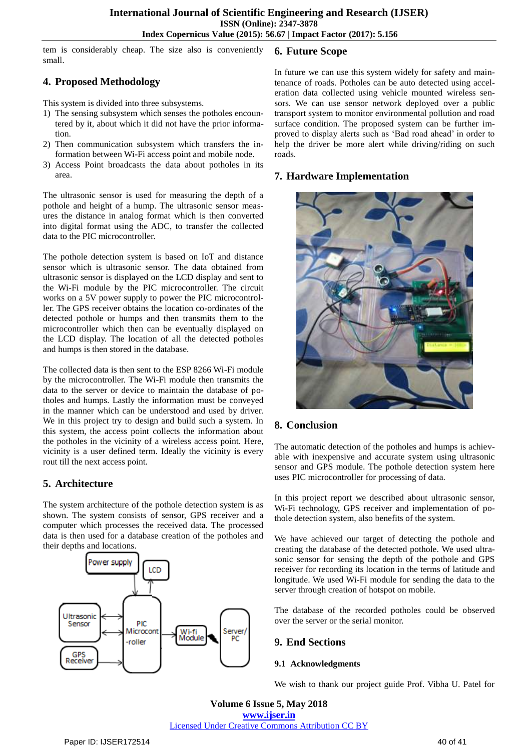tem is considerably cheap. The size also is conveniently small.

## 4. Proposed Methodology

This system is divided into three subsystems.

1) The sensing subsystem which senses the potholes encountered by it, about which it did not have the prior information.
2) Then communication subsystem which transfers the information between Wi-Fi access point and mobile node.
3) Access Point broadcasts the data about potholes in its area.

The ultrasonic sensor is used for measuring the depth of a pothole and height of a hump. The ultrasonic sensor measures the distance in analog format which is then converted into digital format using the ADC, to transfer the collected data to the PIC microcontroller.

The pothole detection system is based on IoT and distance sensor which is ultrasonic sensor. The data obtained from ultrasonic sensor is displayed on the LCD display and sent to the Wi-Fi module by the PIC microcontroller. The circuit works on a 5V power supply to power the PIC microcontroller. The GPS receiver obtains the location co-ordinates of the detected pothole or humps and then transmits them to the microcontroller which then can be eventually displayed on the LCD display. The location of all the detected potholes and humps is then stored in the database.

The collected data is then sent to the ESP 8266 Wi-Fi module by the microcontroller. The Wi-Fi module then transmits the data to the server or device to maintain the database of potholes and humps. Lastly the information must be conveyed in the manner which can be understood and used by driver. We in this project try to design and build such a system. In this system, the access point collects the information about the potholes in the vicinity of a wireless access point. Here, vicinity is a user defined term. Ideally the vicinity is every rout till the next access point.

## 5. Architecture

The system architecture of the pothole detection system is as shown. The system consists of sensor, GPS receiver and a computer which processes the received data. The processed data is then used for a database creation of the potholes and their depths and locations.

Power supply
LCD
Ultrasonic Sensor
PIC Microcont-roller
Wi-fi Module
Server/ PC
GPS Receiver

## 6. Future Scope

In future we can use this system widely for safety and maintenance of roads. Potholes can be auto detected using acceleration data collected using vehicle mounted wireless sensors. We can use sensor network deployed over a public transport system to monitor environmental pollution and road surface condition. The proposed system can be further improved to display alerts such as 'Bad road ahead' in order to help the driver be more alert while driving/riding on such roads.

## 7. Hardware Implementation

## 8. Conclusion

The automatic detection of the potholes and humps is achievable with inexpensive and accurate system using ultrasonic sensor and GPS module. The pothole detection system here uses PIC microcontroller for processing of data.

In this project report we described about ultrasonic sensor, Wi-Fi technology, GPS receiver and implementation of pothole detection system, also benefits of the system.

We have achieved our target of detecting the pothole and creating the database of the detected pothole. We used ultrasonic sensor for sensing the depth of the pothole and GPS receiver for recording its location in the terms of latitude and longitude. We used Wi-Fi module for sending the data to the server through creation of hotspot on mobile.

The database of the recorded potholes could be observed over the server or the serial monitor.

## 9. End Sections

### 9.1 Acknowledgments

We wish to thank our project guide Prof. Vibha U. Patel for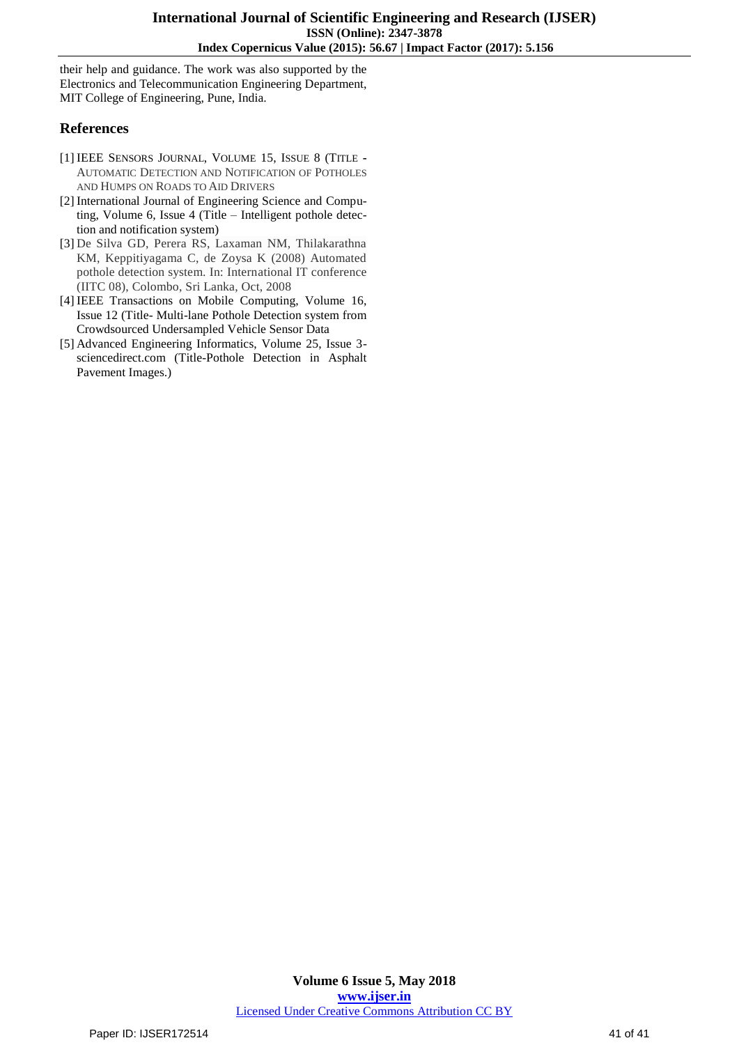their help and guidance. The work was also supported by the Electronics and Telecommunication Engineering Department, MIT College of Engineering, Pune, India.

## References

[1] IEEE Sensors Journal, Volume 15, Issue 8 (Title - Automatic Detection and Notification of Potholes and Humps on Roads to Aid Drivers

[2] International Journal of Engineering Science and Computing, Volume 6, Issue 4 (Title – Intelligent pothole detection and notification system)

[3] De Silva GD, Perera RS, Laxaman NM, Thilakarathna KM, Keppitiyagama C, de Zoysa K (2008) Automated pothole detection system. In: International IT conference (IITC 08), Colombo, Sri Lanka, Oct, 2008

[4] IEEE Transactions on Mobile Computing, Volume 16, Issue 12 (Title- Multi-lane Pothole Detection system from Crowdsourced Undersampled Vehicle Sensor Data

[5] Advanced Engineering Informatics, Volume 25, Issue 3- sciencedirect.com (Title-Pothole Detection in Asphalt Pavement Images.)